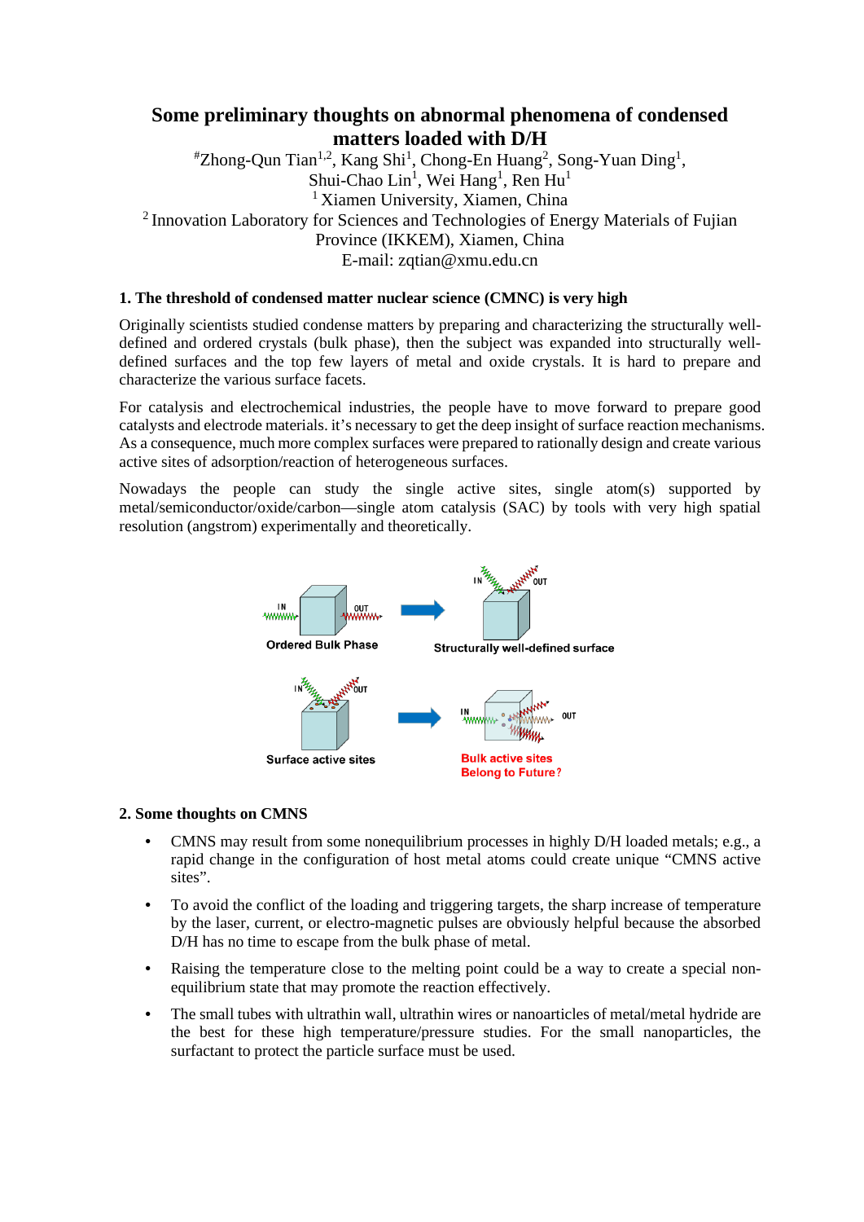# Some preliminary thoughts on abnormal phenomena of condensed matters loaded with D/H

#Zhong-Qun Tian[1,2], Kang Shi[1], Chong-En Huang[2], Song-Yuan Ding[1], Shui-Chao Lin[1], Wei Hang[1], Ren Hu[1]

[1] Xiamen University, Xiamen, China

[2] Innovation Laboratory for Sciences and Technologies of Energy Materials of Fujian Province (IKKEM), Xiamen, China

E-mail: zqtian@xmu.edu.cn

## 1. The threshold of condensed matter nuclear science (CMNC) is very high

Originally scientists studied condense matters by preparing and characterizing the structurally well-defined and ordered crystals (bulk phase), then the subject was expanded into structurally well-defined surfaces and the top few layers of metal and oxide crystals. It is hard to prepare and characterize the various surface facets.

For catalysis and electrochemical industries, the people have to move forward to prepare good catalysts and electrode materials. it’s necessary to get the deep insight of surface reaction mechanisms. As a consequence, much more complex surfaces were prepared to rationally design and create various active sites of adsorption/reaction of heterogeneous surfaces.

Nowadays the people can study the single active sites, single atom(s) supported by metal/semiconductor/oxide/carbon—single atom catalysis (SAC) by tools with very high spatial resolution (angstrom) experimentally and theoretically.

IN OUT
Ordered Bulk Phase

IN OUT
Structurally well-defined surface

IN OUT
Surface active sites

IN OUT
Bulk active sites
Belong to Future?

## 2. Some thoughts on CMNS

- CMNS may result from some nonequilibrium processes in highly D/H loaded metals; e.g., a rapid change in the configuration of host metal atoms could create unique “CMNS active sites”.
- To avoid the conflict of the loading and triggering targets, the sharp increase of temperature by the laser, current, or electro-magnetic pulses are obviously helpful because the absorbed D/H has no time to escape from the bulk phase of metal.
- Raising the temperature close to the melting point could be a way to create a special non-equilibrium state that may promote the reaction effectively.
- The small tubes with ultrathin wall, ultrathin wires or nanoarticles of metal/metal hydride are the best for these high temperature/pressure studies. For the small nanoparticles, the surfactant to protect the particle surface must be used.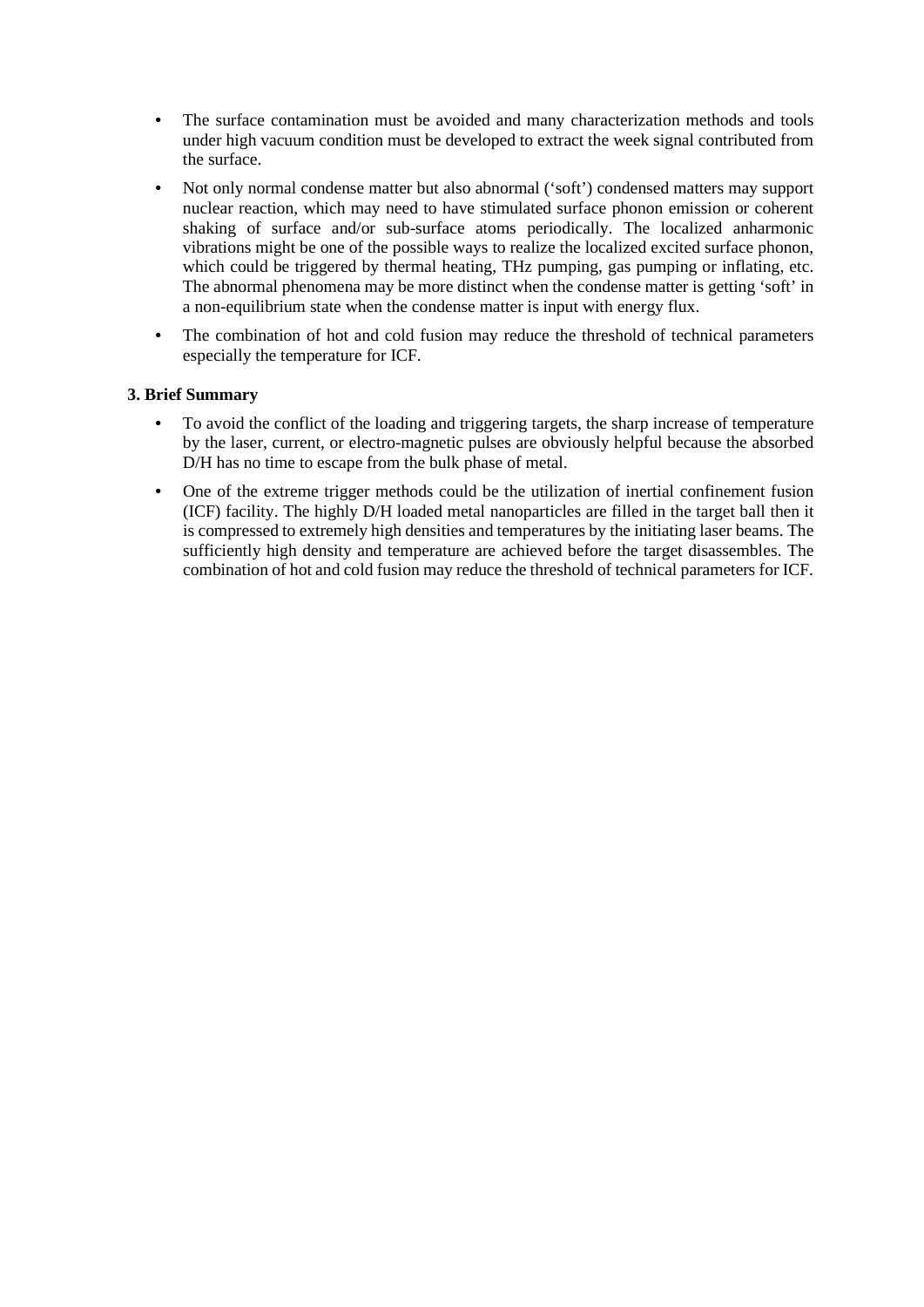- The surface contamination must be avoided and many characterization methods and tools under high vacuum condition must be developed to extract the week signal contributed from the surface.
- Not only normal condense matter but also abnormal ('soft') condensed matters may support nuclear reaction, which may need to have stimulated surface phonon emission or coherent shaking of surface and/or sub-surface atoms periodically. The localized anharmonic vibrations might be one of the possible ways to realize the localized excited surface phonon, which could be triggered by thermal heating, THz pumping, gas pumping or inflating, etc. The abnormal phenomena may be more distinct when the condense matter is getting 'soft' in a non-equilibrium state when the condense matter is input with energy flux.
- The combination of hot and cold fusion may reduce the threshold of technical parameters especially the temperature for ICF.

**3. Brief Summary**

- To avoid the conflict of the loading and triggering targets, the sharp increase of temperature by the laser, current, or electro-magnetic pulses are obviously helpful because the absorbed D/H has no time to escape from the bulk phase of metal.
- One of the extreme trigger methods could be the utilization of inertial confinement fusion (ICF) facility. The highly D/H loaded metal nanoparticles are filled in the target ball then it is compressed to extremely high densities and temperatures by the initiating laser beams. The sufficiently high density and temperature are achieved before the target disassembles. The combination of hot and cold fusion may reduce the threshold of technical parameters for ICF.